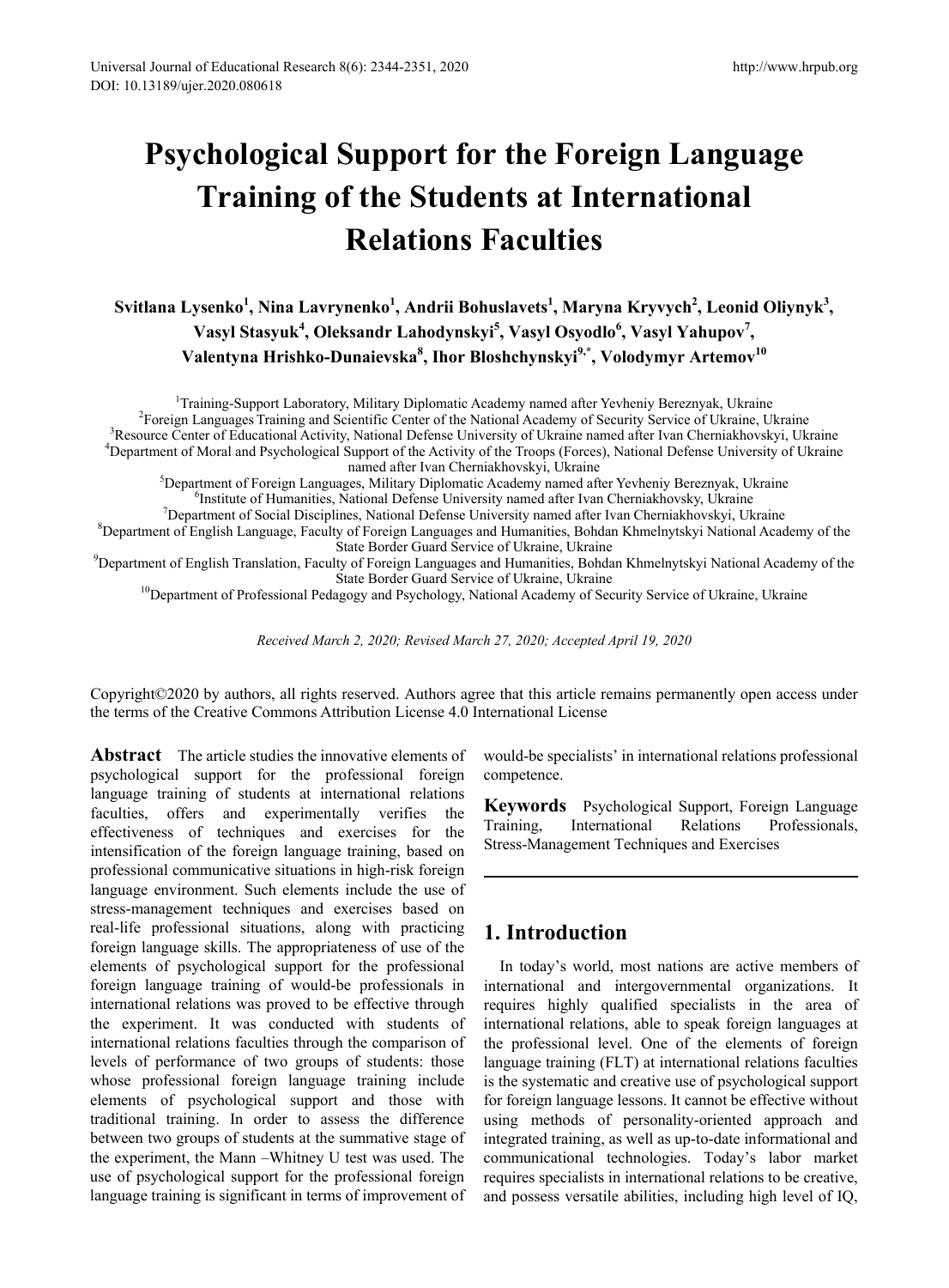# Psychological Support for the Foreign Language Training of the Students at International Relations Faculties

**Svitlana Lysenko[1], Nina Lavrynenko[1], Andrii Bohuslavets[1], Maryna Kryvych[2], Leonid Oliynyk[3], Vasyl Stasyuk[4], Oleksandr Lahodynskyi[5], Vasyl Osyodlo[6], Vasyl Yahupov[7], Valentyna Hrishko-Dunaievska[8], Ihor Bloshchynskyi[9,*], Volodymyr Artemov[10]**

[1]Training-Support Laboratory, Military Diplomatic Academy named after Yevheniy Bereznyak, Ukraine
[2]Foreign Languages Training and Scientific Center of the National Academy of Security Service of Ukraine, Ukraine
[3]Resource Center of Educational Activity, National Defense University of Ukraine named after Ivan Cherniakhovskyi, Ukraine
[4]Department of Moral and Psychological Support of the Activity of the Troops (Forces), National Defense University of Ukraine named after Ivan Cherniakhovskyi, Ukraine
[5]Department of Foreign Languages, Military Diplomatic Academy named after Yevheniy Bereznyak, Ukraine
[6]Institute of Humanities, National Defense University named after Ivan Cherniakhovsky, Ukraine
[7]Department of Social Disciplines, National Defense University named after Ivan Cherniakhovskyi, Ukraine
[8]Department of English Language, Faculty of Foreign Languages and Humanities, Bohdan Khmelnytskyi National Academy of the State Border Guard Service of Ukraine, Ukraine
[9]Department of English Translation, Faculty of Foreign Languages and Humanities, Bohdan Khmelnytskyi National Academy of the State Border Guard Service of Ukraine, Ukraine
[10]Department of Professional Pedagogy and Psychology, National Academy of Security Service of Ukraine, Ukraine

*Received March 2, 2020; Revised March 27, 2020; Accepted April 19, 2020*

Copyright©2020 by authors, all rights reserved. Authors agree that this article remains permanently open access under the terms of the Creative Commons Attribution License 4.0 International License

**Abstract** The article studies the innovative elements of psychological support for the professional foreign language training of students at international relations faculties, offers and experimentally verifies the effectiveness of techniques and exercises for the intensification of the foreign language training, based on professional communicative situations in high-risk foreign language environment. Such elements include the use of stress-management techniques and exercises based on real-life professional situations, along with practicing foreign language skills. The appropriateness of use of the elements of psychological support for the professional foreign language training of would-be professionals in international relations was proved to be effective through the experiment. It was conducted with students of international relations faculties through the comparison of levels of performance of two groups of students: those whose professional foreign language training include elements of psychological support and those with traditional training. In order to assess the difference between two groups of students at the summative stage of the experiment, the Mann –Whitney U test was used. The use of psychological support for the professional foreign language training is significant in terms of improvement of would-be specialists' in international relations professional competence.

**Keywords** Psychological Support, Foreign Language Training, International Relations Professionals, Stress-Management Techniques and Exercises

## 1. Introduction

In today's world, most nations are active members of international and intergovernmental organizations. It requires highly qualified specialists in the area of international relations, able to speak foreign languages at the professional level. One of the elements of foreign language training (FLT) at international relations faculties is the systematic and creative use of psychological support for foreign language lessons. It cannot be effective without using methods of personality-oriented approach and integrated training, as well as up-to-date informational and communicational technologies. Today's labor market requires specialists in international relations to be creative, and possess versatile abilities, including high level of IQ,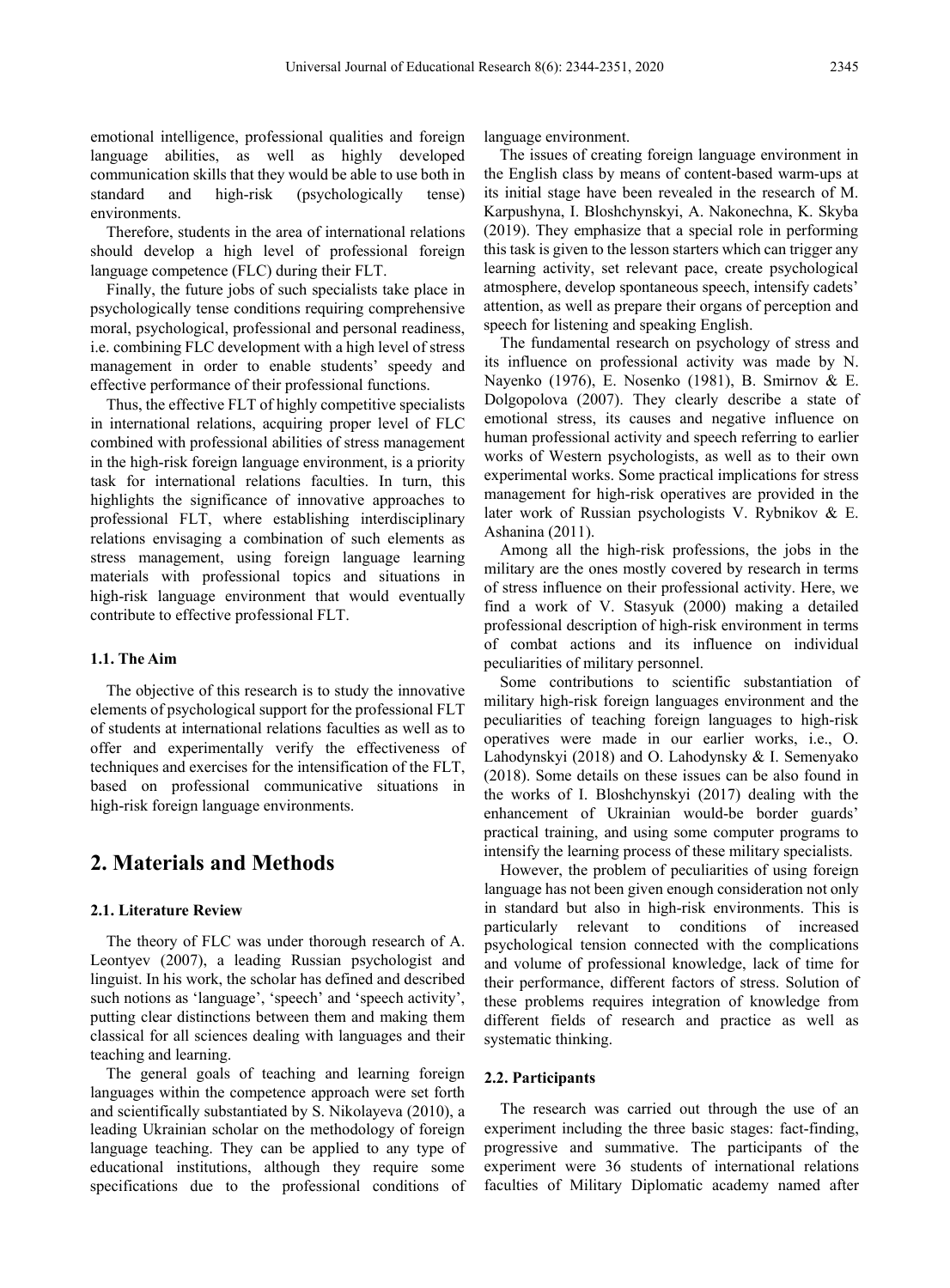emotional intelligence, professional qualities and foreign language abilities, as well as highly developed communication skills that they would be able to use both in standard and high-risk (psychologically tense) environments.

Therefore, students in the area of international relations should develop a high level of professional foreign language competence (FLC) during their FLT.

Finally, the future jobs of such specialists take place in psychologically tense conditions requiring comprehensive moral, psychological, professional and personal readiness, i.e. combining FLC development with a high level of stress management in order to enable students' speedy and effective performance of their professional functions.

Thus, the effective FLT of highly competitive specialists in international relations, acquiring proper level of FLC combined with professional abilities of stress management in the high-risk foreign language environment, is a priority task for international relations faculties. In turn, this highlights the significance of innovative approaches to professional FLT, where establishing interdisciplinary relations envisaging a combination of such elements as stress management, using foreign language learning materials with professional topics and situations in high-risk language environment that would eventually contribute to effective professional FLT.

### 1.1. The Aim

The objective of this research is to study the innovative elements of psychological support for the professional FLT of students at international relations faculties as well as to offer and experimentally verify the effectiveness of techniques and exercises for the intensification of the FLT, based on professional communicative situations in high-risk foreign language environments.

## 2. Materials and Methods

### 2.1. Literature Review

The theory of FLC was under thorough research of A. Leontyev (2007), a leading Russian psychologist and linguist. In his work, the scholar has defined and described such notions as 'language', 'speech' and 'speech activity', putting clear distinctions between them and making them classical for all sciences dealing with languages and their teaching and learning.

The general goals of teaching and learning foreign languages within the competence approach were set forth and scientifically substantiated by S. Nikolayeva (2010), a leading Ukrainian scholar on the methodology of foreign language teaching. They can be applied to any type of educational institutions, although they require some specifications due to the professional conditions of language environment.

The issues of creating foreign language environment in the English class by means of content-based warm-ups at its initial stage have been revealed in the research of M. Karpushyna, I. Bloshchynskyi, A. Nakonechna, K. Skyba (2019). They emphasize that a special role in performing this task is given to the lesson starters which can trigger any learning activity, set relevant pace, create psychological atmosphere, develop spontaneous speech, intensify cadets' attention, as well as prepare their organs of perception and speech for listening and speaking English.

The fundamental research on psychology of stress and its influence on professional activity was made by N. Nayenko (1976), E. Nosenko (1981), B. Smirnov & E. Dolgopolova (2007). They clearly describe a state of emotional stress, its causes and negative influence on human professional activity and speech referring to earlier works of Western psychologists, as well as to their own experimental works. Some practical implications for stress management for high-risk operatives are provided in the later work of Russian psychologists V. Rybnikov & E. Ashanina (2011).

Among all the high-risk professions, the jobs in the military are the ones mostly covered by research in terms of stress influence on their professional activity. Here, we find a work of V. Stasyuk (2000) making a detailed professional description of high-risk environment in terms of combat actions and its influence on individual peculiarities of military personnel.

Some contributions to scientific substantiation of military high-risk foreign languages environment and the peculiarities of teaching foreign languages to high-risk operatives were made in our earlier works, i.e., O. Lahodynskyi (2018) and O. Lahodynsky & I. Semenyako (2018). Some details on these issues can be also found in the works of I. Bloshchynskyi (2017) dealing with the enhancement of Ukrainian would-be border guards' practical training, and using some computer programs to intensify the learning process of these military specialists.

However, the problem of peculiarities of using foreign language has not been given enough consideration not only in standard but also in high-risk environments. This is particularly relevant to conditions of increased psychological tension connected with the complications and volume of professional knowledge, lack of time for their performance, different factors of stress. Solution of these problems requires integration of knowledge from different fields of research and practice as well as systematic thinking.

### 2.2. Participants

The research was carried out through the use of an experiment including the three basic stages: fact-finding, progressive and summative. The participants of the experiment were 36 students of international relations faculties of Military Diplomatic academy named after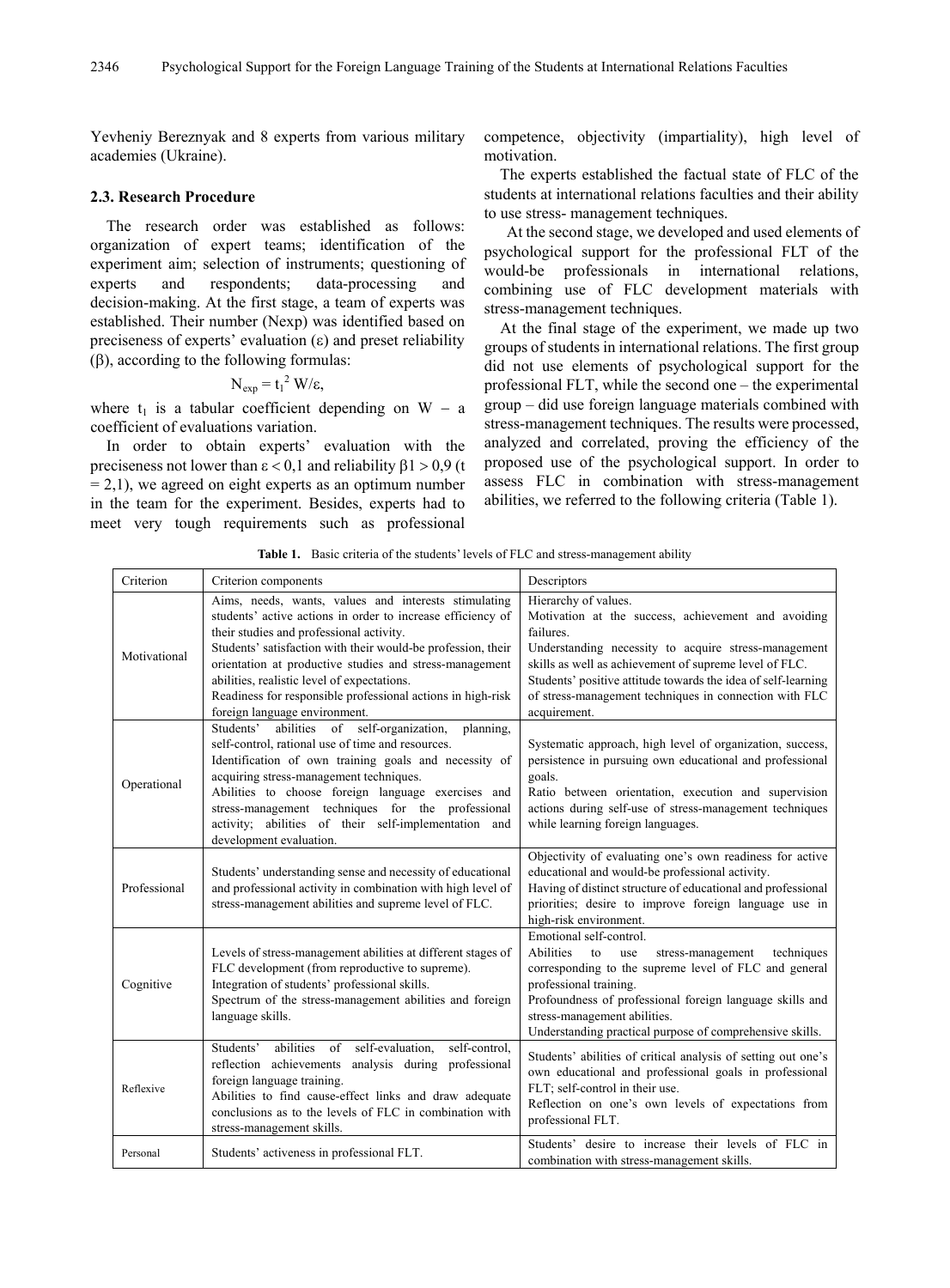Yevheniy Bereznyak and 8 experts from various military academies (Ukraine).

### 2.3. Research Procedure

The research order was established as follows: organization of expert teams; identification of the experiment aim; selection of instruments; questioning of experts and respondents; data-processing and decision-making. At the first stage, a team of experts was established. Their number (Nexp) was identified based on preciseness of experts' evaluation (ε) and preset reliability (β), according to the following formulas:

$$N_{exp} = t_1^2 W/\varepsilon,$$

where $t_1$ is a tabular coefficient depending on W – a coefficient of evaluations variation.

In order to obtain experts' evaluation with the preciseness not lower than $\varepsilon < 0{,}1$ and reliability $\beta 1 > 0{,}9$ ($t = 2{,}1$), we agreed on eight experts as an optimum number in the team for the experiment. Besides, experts had to meet very tough requirements such as professional competence, objectivity (impartiality), high level of motivation.

The experts established the factual state of FLC of the students at international relations faculties and their ability to use stress- management techniques.

At the second stage, we developed and used elements of psychological support for the professional FLT of the would-be professionals in international relations, combining use of FLC development materials with stress-management techniques.

At the final stage of the experiment, we made up two groups of students in international relations. The first group did not use elements of psychological support for the professional FLT, while the second one – the experimental group – did use foreign language materials combined with stress-management techniques. The results were processed, analyzed and correlated, proving the efficiency of the proposed use of the psychological support. In order to assess FLC in combination with stress-management abilities, we referred to the following criteria (Table 1).

**Table 1.** Basic criteria of the students' levels of FLC and stress-management ability

| Criterion | Criterion components | Descriptors |
|---|---|---|
| Motivational | Aims, needs, wants, values and interests stimulating students' active actions in order to increase efficiency of their studies and professional activity. Students' satisfaction with their would-be profession, their orientation at productive studies and stress-management abilities, realistic level of expectations. Readiness for responsible professional actions in high-risk foreign language environment. | Hierarchy of values. Motivation at the success, achievement and avoiding failures. Understanding necessity to acquire stress-management skills as well as achievement of supreme level of FLC. Students' positive attitude towards the idea of self-learning of stress-management techniques in connection with FLC acquirement. |
| Operational | Students' abilities of self-organization, planning, self-control, rational use of time and resources. Identification of own training goals and necessity of acquiring stress-management techniques. Abilities to choose foreign language exercises and stress-management techniques for the professional activity; abilities of their self-implementation and development evaluation. | Systematic approach, high level of organization, success, persistence in pursuing own educational and professional goals. Ratio between orientation, execution and supervision actions during self-use of stress-management techniques while learning foreign languages. |
| Professional | Students' understanding sense and necessity of educational and professional activity in combination with high level of stress-management abilities and supreme level of FLC. | Objectivity of evaluating one's own readiness for active educational and would-be professional activity. Having of distinct structure of educational and professional priorities; desire to improve foreign language use in high-risk environment. |
| Cognitive | Levels of stress-management abilities at different stages of FLC development (from reproductive to supreme). Integration of students' professional skills. Spectrum of the stress-management abilities and foreign language skills. | Emotional self-control. Abilities to use stress-management techniques corresponding to the supreme level of FLC and general professional training. Profoundness of professional foreign language skills and stress-management abilities. Understanding practical purpose of comprehensive skills. |
| Reflexive | Students' abilities of self-evaluation, self-control, reflection achievements analysis during professional foreign language training. Abilities to find cause-effect links and draw adequate conclusions as to the levels of FLC in combination with stress-management skills. | Students' abilities of critical analysis of setting out one's own educational and professional goals in professional FLT; self-control in their use. Reflection on one's own levels of expectations from professional FLT. |
| Personal | Students' activeness in professional FLT. | Students' desire to increase their levels of FLC in combination with stress-management skills. |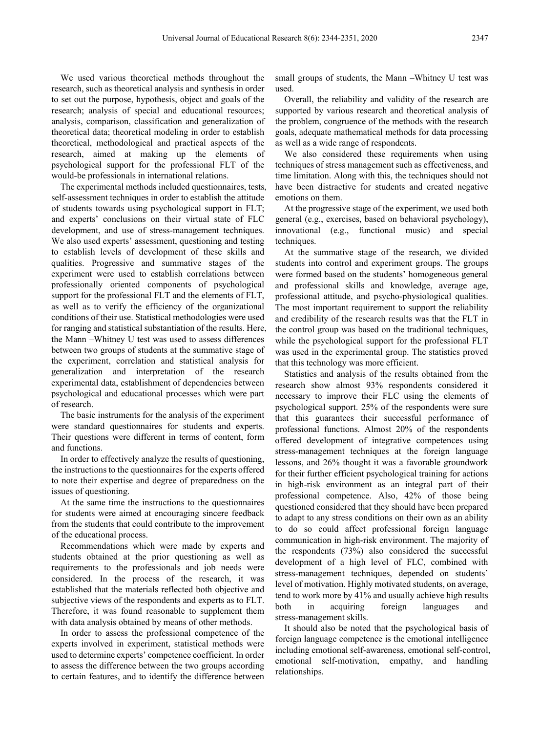We used various theoretical methods throughout the research, such as theoretical analysis and synthesis in order to set out the purpose, hypothesis, object and goals of the research; analysis of special and educational resources; analysis, comparison, classification and generalization of theoretical data; theoretical modeling in order to establish theoretical, methodological and practical aspects of the research, aimed at making up the elements of psychological support for the professional FLT of the would-be professionals in international relations.

The experimental methods included questionnaires, tests, self-assessment techniques in order to establish the attitude of students towards using psychological support in FLT; and experts' conclusions on their virtual state of FLC development, and use of stress-management techniques. We also used experts' assessment, questioning and testing to establish levels of development of these skills and qualities. Progressive and summative stages of the experiment were used to establish correlations between professionally oriented components of psychological support for the professional FLT and the elements of FLT, as well as to verify the efficiency of the organizational conditions of their use. Statistical methodologies were used for ranging and statistical substantiation of the results. Here, the Mann –Whitney U test was used to assess differences between two groups of students at the summative stage of the experiment, correlation and statistical analysis for generalization and interpretation of the research experimental data, establishment of dependencies between psychological and educational processes which were part of research.

The basic instruments for the analysis of the experiment were standard questionnaires for students and experts. Their questions were different in terms of content, form and functions.

In order to effectively analyze the results of questioning, the instructions to the questionnaires for the experts offered to note their expertise and degree of preparedness on the issues of questioning.

At the same time the instructions to the questionnaires for students were aimed at encouraging sincere feedback from the students that could contribute to the improvement of the educational process.

Recommendations which were made by experts and students obtained at the prior questioning as well as requirements to the professionals and job needs were considered. In the process of the research, it was established that the materials reflected both objective and subjective views of the respondents and experts as to FLT. Therefore, it was found reasonable to supplement them with data analysis obtained by means of other methods.

In order to assess the professional competence of the experts involved in experiment, statistical methods were used to determine experts' competence coefficient. In order to assess the difference between the two groups according to certain features, and to identify the difference between small groups of students, the Mann –Whitney U test was used.

Overall, the reliability and validity of the research are supported by various research and theoretical analysis of the problem, congruence of the methods with the research goals, adequate mathematical methods for data processing as well as a wide range of respondents.

We also considered these requirements when using techniques of stress management such as effectiveness, and time limitation. Along with this, the techniques should not have been distractive for students and created negative emotions on them.

At the progressive stage of the experiment, we used both general (e.g., exercises, based on behavioral psychology), innovational (e.g., functional music) and special techniques.

At the summative stage of the research, we divided students into control and experiment groups. The groups were formed based on the students' homogeneous general and professional skills and knowledge, average age, professional attitude, and psycho-physiological qualities. The most important requirement to support the reliability and credibility of the research results was that the FLT in the control group was based on the traditional techniques, while the psychological support for the professional FLT was used in the experimental group. The statistics proved that this technology was more efficient.

Statistics and analysis of the results obtained from the research show almost 93% respondents considered it necessary to improve their FLC using the elements of psychological support. 25% of the respondents were sure that this guarantees their successful performance of professional functions. Almost 20% of the respondents offered development of integrative competences using stress-management techniques at the foreign language lessons, and 26% thought it was a favorable groundwork for their further efficient psychological training for actions in high-risk environment as an integral part of their professional competence. Also, 42% of those being questioned considered that they should have been prepared to adapt to any stress conditions on their own as an ability to do so could affect professional foreign language communication in high-risk environment. The majority of the respondents (73%) also considered the successful development of a high level of FLC, combined with stress-management techniques, depended on students' level of motivation. Highly motivated students, on average, tend to work more by 41% and usually achieve high results both in acquiring foreign languages and stress-management skills.

It should also be noted that the psychological basis of foreign language competence is the emotional intelligence including emotional self-awareness, emotional self-control, emotional self-motivation, empathy, and handling relationships.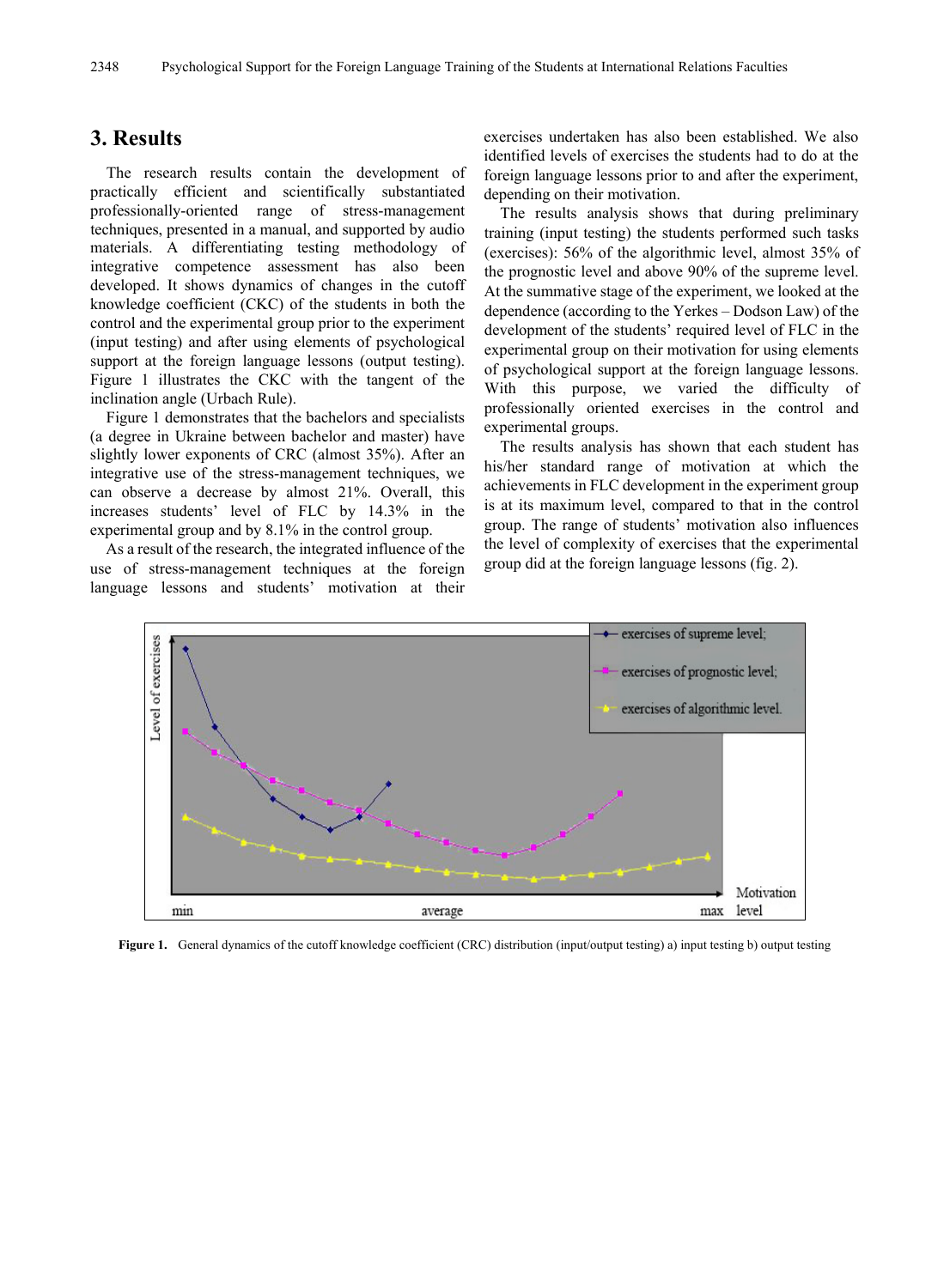## 3. Results

The research results contain the development of practically efficient and scientifically substantiated professionally-oriented range of stress-management techniques, presented in a manual, and supported by audio materials. A differentiating testing methodology of integrative competence assessment has also been developed. It shows dynamics of changes in the cutoff knowledge coefficient (CKC) of the students in both the control and the experimental group prior to the experiment (input testing) and after using elements of psychological support at the foreign language lessons (output testing). Figure 1 illustrates the CKC with the tangent of the inclination angle (Urbach Rule).

Figure 1 demonstrates that the bachelors and specialists (a degree in Ukraine between bachelor and master) have slightly lower exponents of CRC (almost 35%). After an integrative use of the stress-management techniques, we can observe a decrease by almost 21%. Overall, this increases students' level of FLC by 14.3% in the experimental group and by 8.1% in the control group.

As a result of the research, the integrated influence of the use of stress-management techniques at the foreign language lessons and students' motivation at their exercises undertaken has also been established. We also identified levels of exercises the students had to do at the foreign language lessons prior to and after the experiment, depending on their motivation.

The results analysis shows that during preliminary training (input testing) the students performed such tasks (exercises): 56% of the algorithmic level, almost 35% of the prognostic level and above 90% of the supreme level. At the summative stage of the experiment, we looked at the dependence (according to the Yerkes – Dodson Law) of the development of the students' required level of FLC in the experimental group on their motivation for using elements of psychological support at the foreign language lessons. With this purpose, we varied the difficulty of professionally oriented exercises in the control and experimental groups.

The results analysis has shown that each student has his/her standard range of motivation at which the achievements in FLC development in the experiment group is at its maximum level, compared to that in the control group. The range of students' motivation also influences the level of complexity of exercises that the experimental group did at the foreign language lessons (fig. 2).

**Figure 1.** General dynamics of the cutoff knowledge coefficient (CRC) distribution (input/output testing) a) input testing b) output testing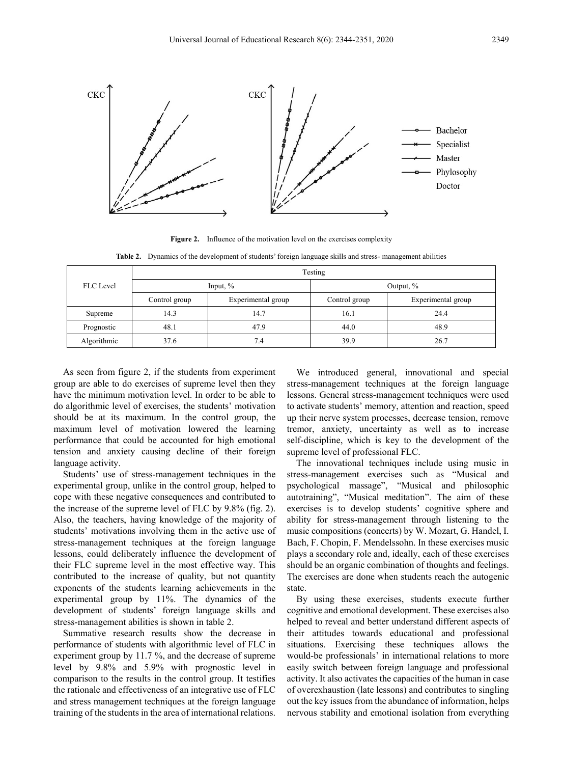**Figure 2.** Influence of the motivation level on the exercises complexity

**Table 2.** Dynamics of the development of students' foreign language skills and stress- management abilities

| FLC Level | Testing | | | |
|---|---|---|---|---|
| | Input, % | | Output, % | |
| | Control group | Experimental group | Control group | Experimental group |
| Supreme | 14.3 | 14.7 | 16.1 | 24.4 |
| Prognostic | 48.1 | 47.9 | 44.0 | 48.9 |
| Algorithmic | 37.6 | 7.4 | 39.9 | 26.7 |

As seen from figure 2, if the students from experiment group are able to do exercises of supreme level then they have the minimum motivation level. In order to be able to do algorithmic level of exercises, the students' motivation should be at its maximum. In the control group, the maximum level of motivation lowered the learning performance that could be accounted for high emotional tension and anxiety causing decline of their foreign language activity.

Students' use of stress-management techniques in the experimental group, unlike in the control group, helped to cope with these negative consequences and contributed to the increase of the supreme level of FLC by 9.8% (fig. 2). Also, the teachers, having knowledge of the majority of students' motivations involving them in the active use of stress-management techniques at the foreign language lessons, could deliberately influence the development of their FLC supreme level in the most effective way. This contributed to the increase of quality, but not quantity exponents of the students learning achievements in the experimental group by 11%. The dynamics of the development of students' foreign language skills and stress-management abilities is shown in table 2.

Summative research results show the decrease in performance of students with algorithmic level of FLC in experiment group by 11.7 %, and the decrease of supreme level by 9.8% and 5.9% with prognostic level in comparison to the results in the control group. It testifies the rationale and effectiveness of an integrative use of FLC and stress management techniques at the foreign language training of the students in the area of international relations.

We introduced general, innovational and special stress-management techniques at the foreign language lessons. General stress-management techniques were used to activate students' memory, attention and reaction, speed up their nerve system processes, decrease tension, remove tremor, anxiety, uncertainty as well as to increase self-discipline, which is key to the development of the supreme level of professional FLC.

The innovational techniques include using music in stress-management exercises such as "Musical and psychological massage", "Musical and philosophic autotraining", "Musical meditation". The aim of these exercises is to develop students' cognitive sphere and ability for stress-management through listening to the music compositions (concerts) by W. Mozart, G. Handel, I. Bach, F. Chopin, F. Mendelssohn. In these exercises music plays a secondary role and, ideally, each of these exercises should be an organic combination of thoughts and feelings. The exercises are done when students reach the autogenic state.

By using these exercises, students execute further cognitive and emotional development. These exercises also helped to reveal and better understand different aspects of their attitudes towards educational and professional situations. Exercising these techniques allows the would-be professionals' in international relations to more easily switch between foreign language and professional activity. It also activates the capacities of the human in case of overexhaustion (late lessons) and contributes to singling out the key issues from the abundance of information, helps nervous stability and emotional isolation from everything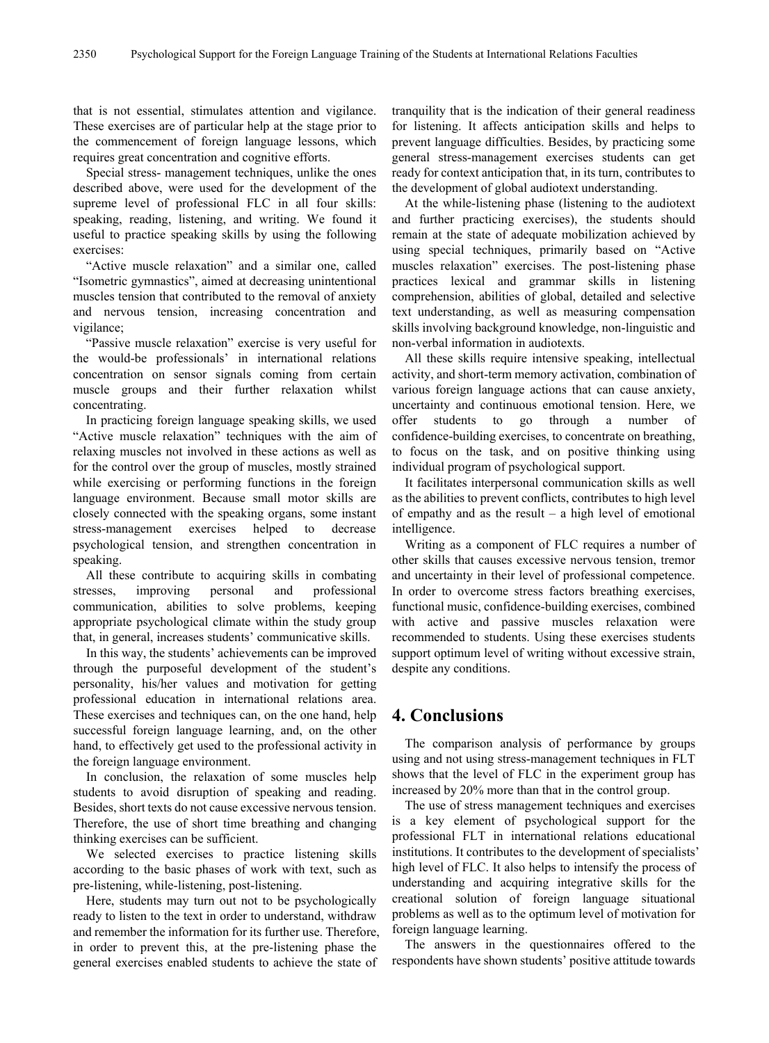that is not essential, stimulates attention and vigilance. These exercises are of particular help at the stage prior to the commencement of foreign language lessons, which requires great concentration and cognitive efforts.

Special stress- management techniques, unlike the ones described above, were used for the development of the supreme level of professional FLC in all four skills: speaking, reading, listening, and writing. We found it useful to practice speaking skills by using the following exercises:

"Active muscle relaxation" and a similar one, called "Isometric gymnastics", aimed at decreasing unintentional muscles tension that contributed to the removal of anxiety and nervous tension, increasing concentration and vigilance;

"Passive muscle relaxation" exercise is very useful for the would-be professionals' in international relations concentration on sensor signals coming from certain muscle groups and their further relaxation whilst concentrating.

In practicing foreign language speaking skills, we used "Active muscle relaxation" techniques with the aim of relaxing muscles not involved in these actions as well as for the control over the group of muscles, mostly strained while exercising or performing functions in the foreign language environment. Because small motor skills are closely connected with the speaking organs, some instant stress-management exercises helped to decrease psychological tension, and strengthen concentration in speaking.

All these contribute to acquiring skills in combating stresses, improving personal and professional communication, abilities to solve problems, keeping appropriate psychological climate within the study group that, in general, increases students' communicative skills.

In this way, the students' achievements can be improved through the purposeful development of the student's personality, his/her values and motivation for getting professional education in international relations area. These exercises and techniques can, on the one hand, help successful foreign language learning, and, on the other hand, to effectively get used to the professional activity in the foreign language environment.

In conclusion, the relaxation of some muscles help students to avoid disruption of speaking and reading. Besides, short texts do not cause excessive nervous tension. Therefore, the use of short time breathing and changing thinking exercises can be sufficient.

We selected exercises to practice listening skills according to the basic phases of work with text, such as pre-listening, while-listening, post-listening.

Here, students may turn out not to be psychologically ready to listen to the text in order to understand, withdraw and remember the information for its further use. Therefore, in order to prevent this, at the pre-listening phase the general exercises enabled students to achieve the state of tranquility that is the indication of their general readiness for listening. It affects anticipation skills and helps to prevent language difficulties. Besides, by practicing some general stress-management exercises students can get ready for context anticipation that, in its turn, contributes to the development of global audiotext understanding.

At the while-listening phase (listening to the audiotext and further practicing exercises), the students should remain at the state of adequate mobilization achieved by using special techniques, primarily based on "Active muscles relaxation" exercises. The post-listening phase practices lexical and grammar skills in listening comprehension, abilities of global, detailed and selective text understanding, as well as measuring compensation skills involving background knowledge, non-linguistic and non-verbal information in audiotexts.

All these skills require intensive speaking, intellectual activity, and short-term memory activation, combination of various foreign language actions that can cause anxiety, uncertainty and continuous emotional tension. Here, we offer students to go through a number of confidence-building exercises, to concentrate on breathing, to focus on the task, and on positive thinking using individual program of psychological support.

It facilitates interpersonal communication skills as well as the abilities to prevent conflicts, contributes to high level of empathy and as the result – a high level of emotional intelligence.

Writing as a component of FLC requires a number of other skills that causes excessive nervous tension, tremor and uncertainty in their level of professional competence. In order to overcome stress factors breathing exercises, functional music, confidence-building exercises, combined with active and passive muscles relaxation were recommended to students. Using these exercises students support optimum level of writing without excessive strain, despite any conditions.

# 4. Conclusions

The comparison analysis of performance by groups using and not using stress-management techniques in FLT shows that the level of FLC in the experiment group has increased by 20% more than that in the control group.

The use of stress management techniques and exercises is a key element of psychological support for the professional FLT in international relations educational institutions. It contributes to the development of specialists' high level of FLC. It also helps to intensify the process of understanding and acquiring integrative skills for the creational solution of foreign language situational problems as well as to the optimum level of motivation for foreign language learning.

The answers in the questionnaires offered to the respondents have shown students' positive attitude towards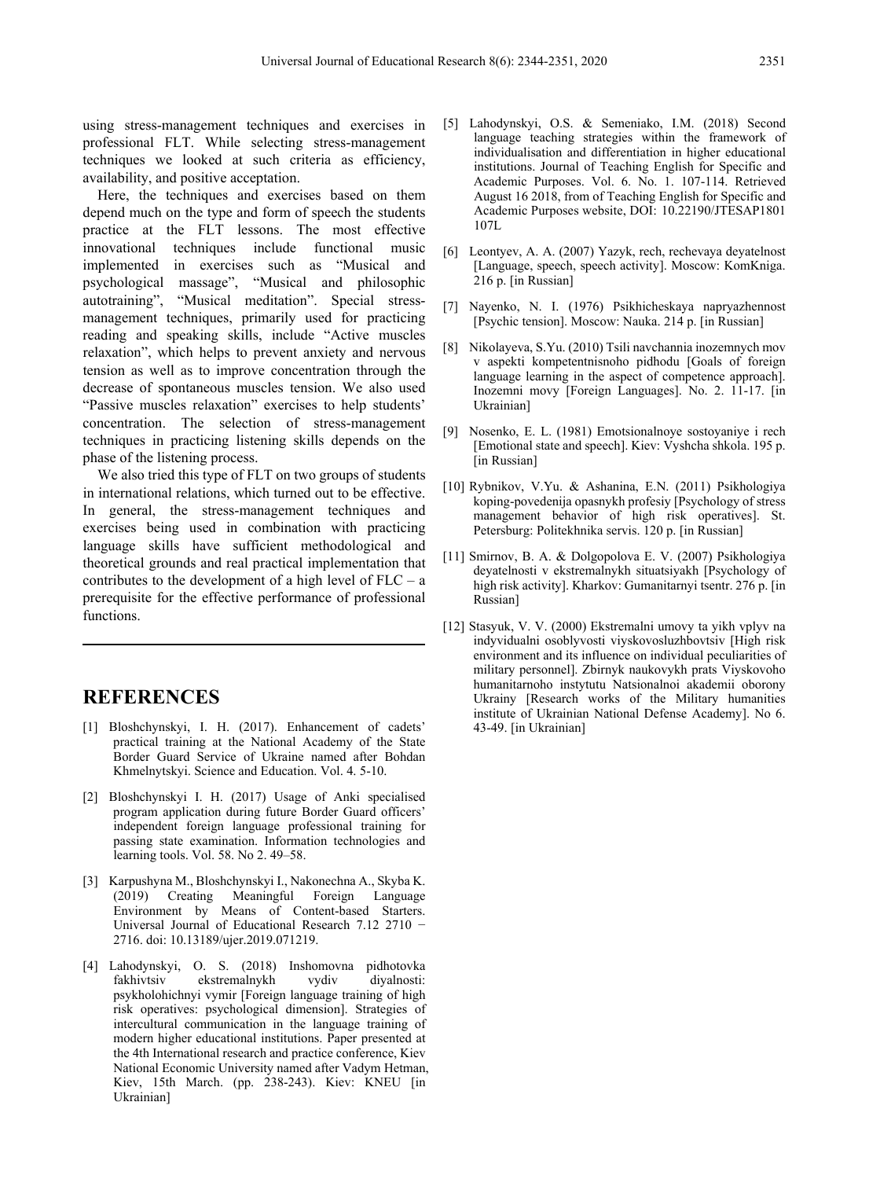using stress-management techniques and exercises in professional FLT. While selecting stress-management techniques we looked at such criteria as efficiency, availability, and positive acceptation.

Here, the techniques and exercises based on them depend much on the type and form of speech the students practice at the FLT lessons. The most effective innovational techniques include functional music implemented in exercises such as "Musical and psychological massage", "Musical and philosophic autotraining", "Musical meditation". Special stress-management techniques, primarily used for practicing reading and speaking skills, include "Active muscles relaxation", which helps to prevent anxiety and nervous tension as well as to improve concentration through the decrease of spontaneous muscles tension. We also used "Passive muscles relaxation" exercises to help students' concentration. The selection of stress-management techniques in practicing listening skills depends on the phase of the listening process.

We also tried this type of FLT on two groups of students in international relations, which turned out to be effective. In general, the stress-management techniques and exercises being used in combination with practicing language skills have sufficient methodological and theoretical grounds and real practical implementation that contributes to the development of a high level of FLC – a prerequisite for the effective performance of professional functions.

# REFERENCES

[1] Bloshchynskyi, I. H. (2017). Enhancement of cadets' practical training at the National Academy of the State Border Guard Service of Ukraine named after Bohdan Khmelnytskyi. Science and Education. Vol. 4. 5-10.

[2] Bloshchynskyi I. H. (2017) Usage of Anki specialised program application during future Border Guard officers' independent foreign language professional training for passing state examination. Information technologies and learning tools. Vol. 58. No 2. 49–58.

[3] Karpushyna M., Bloshchynskyi I., Nakonechna A., Skyba K. (2019) Creating Meaningful Foreign Language Environment by Means of Content-based Starters. Universal Journal of Educational Research 7.12 2710 − 2716. doi: 10.13189/ujer.2019.071219.

[4] Lahodynskyi, O. S. (2018) Inshomovna pidhotovka fakhivtsiv ekstremalnykh vydiv diyalnosti: psykholohichnyi vymir [Foreign language training of high risk operatives: psychological dimension]. Strategies of intercultural communication in the language training of modern higher educational institutions. Paper presented at the 4th International research and practice conference, Kiev National Economic University named after Vadym Hetman, Kiev, 15th March. (pp. 238-243). Kiev: KNEU [in Ukrainian]

[5] Lahodynskyi, O.S. & Semeniako, I.M. (2018) Second language teaching strategies within the framework of individualisation and differentiation in higher educational institutions. Journal of Teaching English for Specific and Academic Purposes. Vol. 6. No. 1. 107-114. Retrieved August 16 2018, from of Teaching English for Specific and Academic Purposes website, DOI: 10.22190/JTESAP1801107L

[6] Leontyev, A. A. (2007) Yazyk, rech, rechevaya deyatelnost [Language, speech, speech activity]. Moscow: KomKniga. 216 p. [in Russian]

[7] Nayenko, N. I. (1976) Psikhicheskaya napryazhennost [Psychic tension]. Moscow: Nauka. 214 p. [in Russian]

[8] Nikolayeva, S.Yu. (2010) Tsili navchannia inozemnych mov v aspekti kompetentnisnoho pidhodu [Goals of foreign language learning in the aspect of competence approach]. Inozemni movy [Foreign Languages]. No. 2. 11-17. [in Ukrainian]

[9] Nosenko, E. L. (1981) Emotsionalnoye sostoyaniye i rech [Emotional state and speech]. Kiev: Vyshcha shkola. 195 p. [in Russian]

[10] Rybnikov, V.Yu. & Ashanina, E.N. (2011) Psikhologiya koping-povedenija opasnykh profesiy [Psychology of stress management behavior of high risk operatives]. St. Petersburg: Politekhnika servis. 120 p. [in Russian]

[11] Smirnov, B. A. & Dolgopolova E. V. (2007) Psikhologiya deyatelnosti v ekstremalnykh situatsiyakh [Psychology of high risk activity]. Kharkov: Gumanitarnyi tsentr. 276 p. [in Russian]

[12] Stasyuk, V. V. (2000) Ekstremalni umovy ta yikh vplyv na indyvidualni osoblyvosti viyskovosluzhbovtsiv [High risk environment and its influence on individual peculiarities of military personnel]. Zbirnyk naukovykh prats Viyskovoho humanitarnoho instytutu Natsionalnoi akademii oborony Ukrainy [Research works of the Military humanities institute of Ukrainian National Defense Academy]. No 6. 43-49. [in Ukrainian]